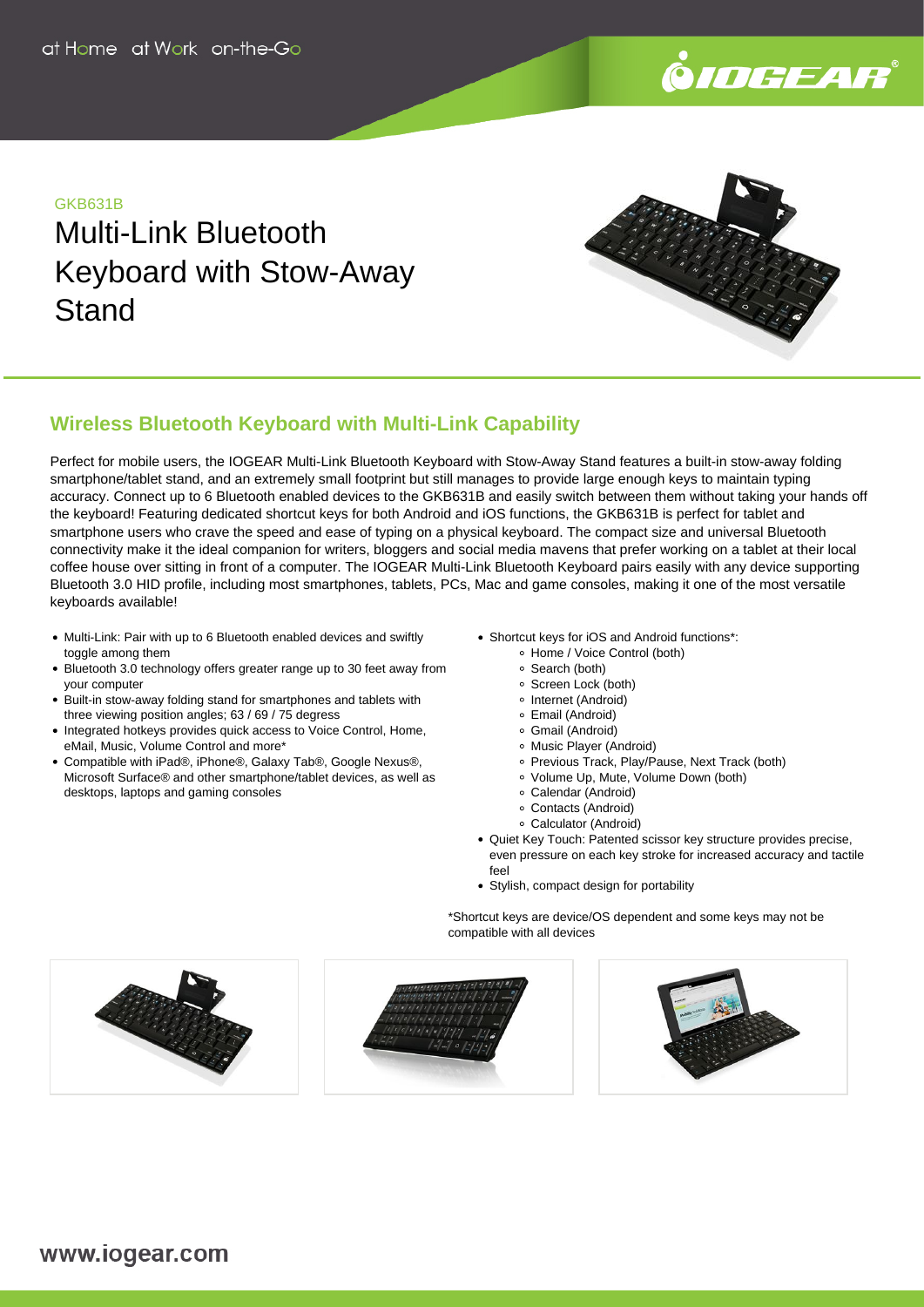at Home at Work on-the-Go

GKB631B

# Multi-Link Bluetooth Keyboard with Stow-Away Stand

## Wireless Bluetooth Keyboard with Multi-Link Capability

Perfect for mobile users, the IOGEAR Multi-Link Bluetooth Keyboard with Stow-Away Stand features a built-in stow-away folding smartphone/tablet stand, and an extremely small footprint but still manages to provide large enough keys to maintain typing accuracy. Connect up to 6 Bluetooth enabled devices to the GKB631B and easily switch between them without taking your hands off the keyboard! Featuring dedicated shortcut keys for both Android and iOS functions, the GKB631B is perfect for tablet and smartphone users who crave the speed and ease of typing on a physical keyboard. The compact size and universal Bluetooth connectivity make it the ideal companion for writers, bloggers and social media mavens that prefer working on a tablet at their local coffee house over sitting in front of a computer. The IOGEAR Multi-Link Bluetooth Keyboard pairs easily with any device supporting Bluetooth 3.0 HID profile, including most smartphones, tablets, PCs, Mac and game consoles, making it one of the most versatile keyboards available!

- Multi-Link: Pair with up to 6 Bluetooth enabled devices and swiftly toggle among them
- Bluetooth 3.0 technology offers greater range up to 30 feet away from your computer
- Built-in stow-away folding stand for smartphones and tablets with three viewing position angles; 63 / 69 / 75 degress
- Integrated hotkeys provides quick access to Voice Control, Home, eMail, Music, Volume Control and more*
- Compatible with iPad®, iPhone®, Galaxy Tab®, Google Nexus®, Microsoft Surface® and other smartphone/tablet devices, as well as desktops, laptops and gaming consoles
- Shortcut keys for iOS and Android functions*:
  - Home / Voice Control (both)
  - Search (both)
  - Screen Lock (both)
  - Internet (Android)
  - Email (Android)
  - Gmail (Android)
  - Music Player (Android)
  - Previous Track, Play/Pause, Next Track (both)
  - Volume Up, Mute, Volume Down (both)
  - Calendar (Android)
  - Contacts (Android)
  - Calculator (Android)
- Quiet Key Touch: Patented scissor key structure provides precise, even pressure on each key stroke for increased accuracy and tactile feel
- Stylish, compact design for portability

*Shortcut keys are device/OS dependent and some keys may not be compatible with all devices

www.iogear.com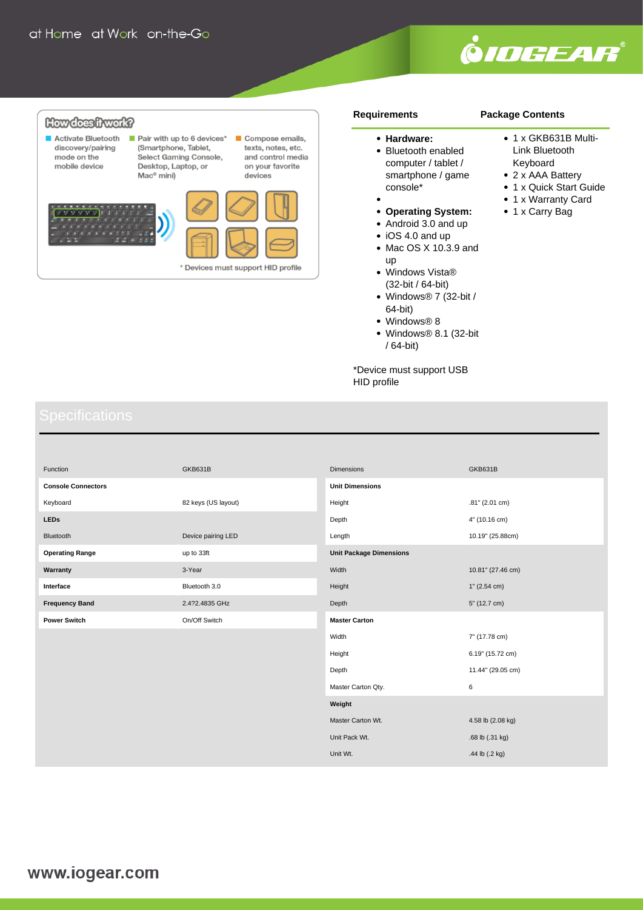at Home at Work on-the-Go

IOGEAR

## How does it work?

- Activate Bluetooth discovery/pairing mode on the mobile device
- Pair with up to 6 devices* (Smartphone, Tablet, Select Gaming Console, Desktop, Laptop, or Mac® mini)
- Compose emails, texts, notes, etc. and control media on your favorite devices

\* Devices must support HID profile

### Requirements

- **Hardware:**
- Bluetooth enabled computer / tablet / smartphone / game console*
- **Operating System:**
- Android 3.0 and up
- iOS 4.0 and up
- Mac OS X 10.3.9 and up
- Windows Vista® (32-bit / 64-bit)
- Windows® 7 (32-bit / 64-bit)
- Windows® 8
- Windows® 8.1 (32-bit / 64-bit)

*Device must support USB HID profile

### Package Contents

- 1 x GKB631B Multi-Link Bluetooth Keyboard
- 2 x AAA Battery
- 1 x Quick Start Guide
- 1 x Warranty Card
- 1 x Carry Bag

## Specifications

| Function | GKB631B |
|---|---|
| **Console Connectors** | |
| Keyboard | 82 keys (US layout) |
| **LEDs** | |
| Bluetooth | Device pairing LED |
| **Operating Range** | up to 33ft |
| **Warranty** | 3-Year |
| **Interface** | Bluetooth 3.0 |
| **Frequency Band** | 2.4?2.4835 GHz |
| **Power Switch** | On/Off Switch |

| Dimensions | GKB631B |
|---|---|
| **Unit Dimensions** | |
| Height | .81" (2.01 cm) |
| Depth | 4" (10.16 cm) |
| Length | 10.19" (25.88cm) |
| **Unit Package Dimensions** | |
| Width | 10.81" (27.46 cm) |
| Height | 1" (2.54 cm) |
| Depth | 5" (12.7 cm) |
| **Master Carton** | |
| Width | 7" (17.78 cm) |
| Height | 6.19" (15.72 cm) |
| Depth | 11.44" (29.05 cm) |
| Master Carton Qty. | 6 |
| **Weight** | |
| Master Carton Wt. | 4.58 lb (2.08 kg) |
| Unit Pack Wt. | .68 lb (.31 kg) |
| Unit Wt. | .44 lb (.2 kg) |

www.iogear.com